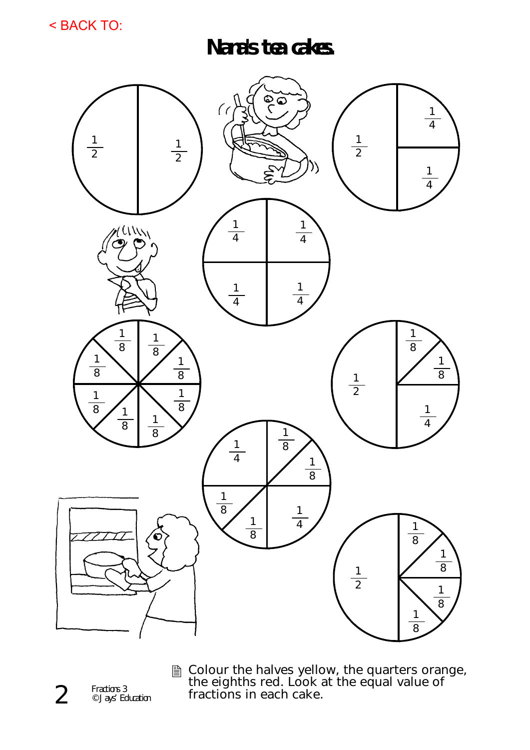< BACK TO:

# Nana's tea cakes

$\frac{1}{2}$ $\frac{1}{2}$

$\frac{1}{2}$ $\frac{1}{4}$ $\frac{1}{4}$

$\frac{1}{4}$ $\frac{1}{4}$ $\frac{1}{4}$ $\frac{1}{4}$

$\frac{1}{8}$ $\frac{1}{8}$ $\frac{1}{8}$ $\frac{1}{8}$ $\frac{1}{8}$ $\frac{1}{8}$ $\frac{1}{8}$ $\frac{1}{8}$

$\frac{1}{2}$ $\frac{1}{8}$ $\frac{1}{8}$ $\frac{1}{4}$

$\frac{1}{4}$ $\frac{1}{8}$ $\frac{1}{8}$ $\frac{1}{8}$ $\frac{1}{8}$ $\frac{1}{4}$

$\frac{1}{2}$ $\frac{1}{8}$ $\frac{1}{8}$ $\frac{1}{8}$ $\frac{1}{8}$

Colour the halves yellow, the quarters orange, the eighths red. Look at the equal value of fractions in each cake.

Fractions 3
© Jays' Education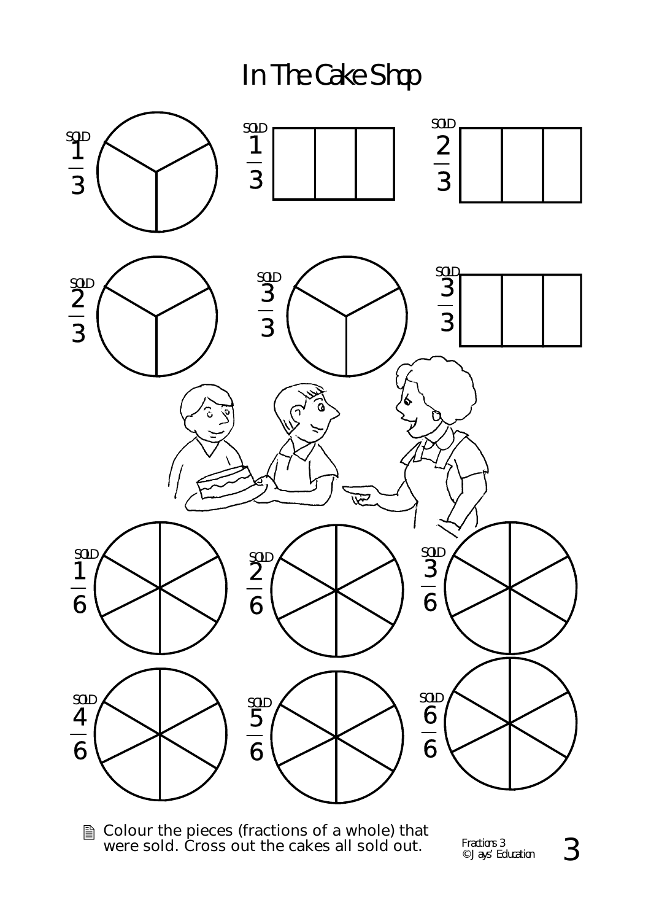# In The Cake Shop

SOLD $\frac{1}{3}$

SOLD $\frac{1}{3}$

SOLD $\frac{2}{3}$

SOLD $\frac{2}{3}$

SOLD $\frac{3}{3}$

SOLD $\frac{3}{3}$

SOLD $\frac{1}{6}$

SOLD $\frac{2}{6}$

SOLD $\frac{3}{6}$

SOLD $\frac{4}{6}$

SOLD $\frac{5}{6}$

SOLD $\frac{6}{6}$

Colour the pieces (fractions of a whole) that were sold. Cross out the cakes all sold out.

Fractions 3
© Jays' Education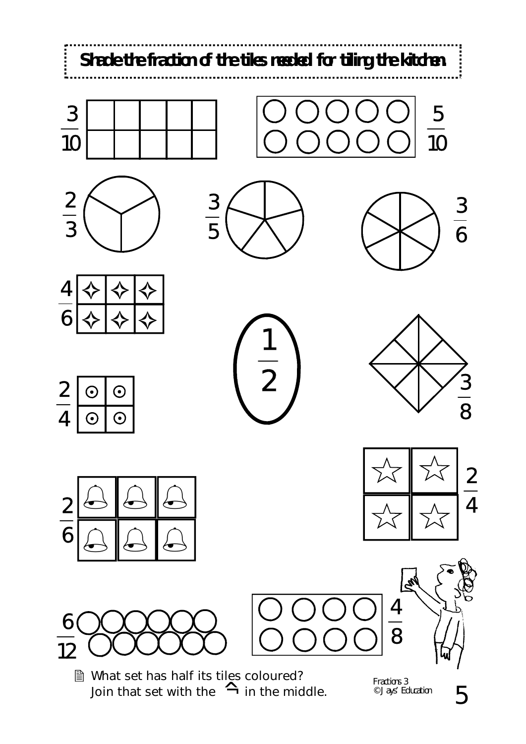**Shade the fraction of the tiles needed for tiling the kitchen.**

$\frac{3}{10}$

$\frac{5}{10}$

$\frac{2}{3}$

$\frac{3}{5}$

$\frac{3}{6}$

$\frac{4}{6}$

$\frac{1}{2}$

$\frac{3}{8}$

$\frac{2}{4}$

$\frac{2}{6}$

$\frac{2}{4}$

$\frac{6}{12}$

$\frac{4}{8}$

What set has half its tiles coloured?
Join that set with the ⌂ in the middle.

Fractions 3
© Jays' Education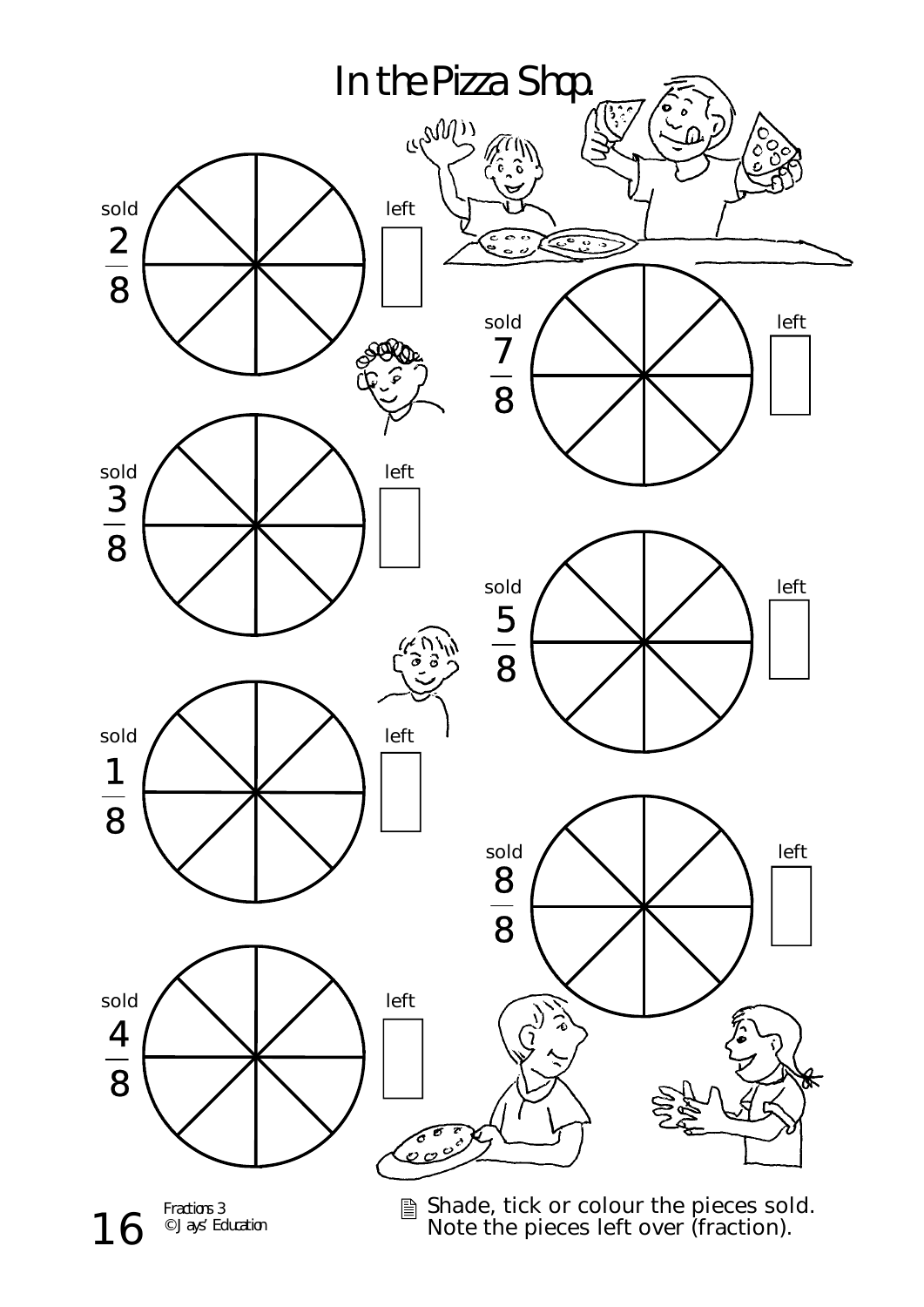# In the Pizza Shop.

sold $\frac{2}{8}$ left

sold $\frac{7}{8}$ left

sold $\frac{3}{8}$ left

sold $\frac{5}{8}$ left

sold $\frac{1}{8}$ left

sold $\frac{8}{8}$ left

sold $\frac{4}{8}$ left

Shade, tick or colour the pieces sold. Note the pieces left over (fraction).

Fractions 3
© Jays' Education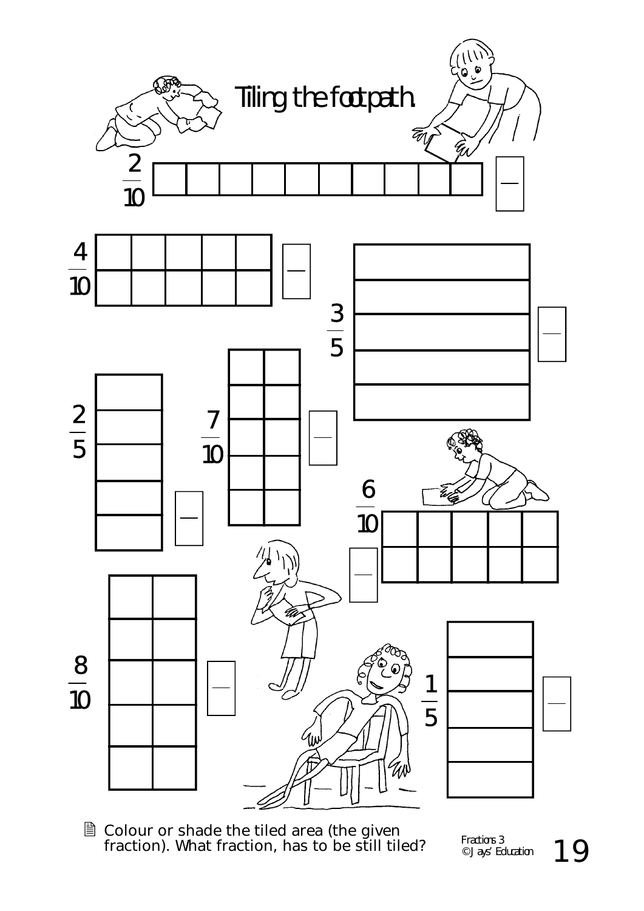# Tiling the footpath.

$\frac{2}{10}$

$\frac{4}{10}$

$\frac{3}{5}$

$\frac{2}{5}$

$\frac{7}{10}$

$\frac{6}{10}$

$\frac{8}{10}$

$\frac{1}{5}$

Colour or shade the tiled area (the given fraction). What fraction, has to be still tiled?

Fractions 3
© Jays' Education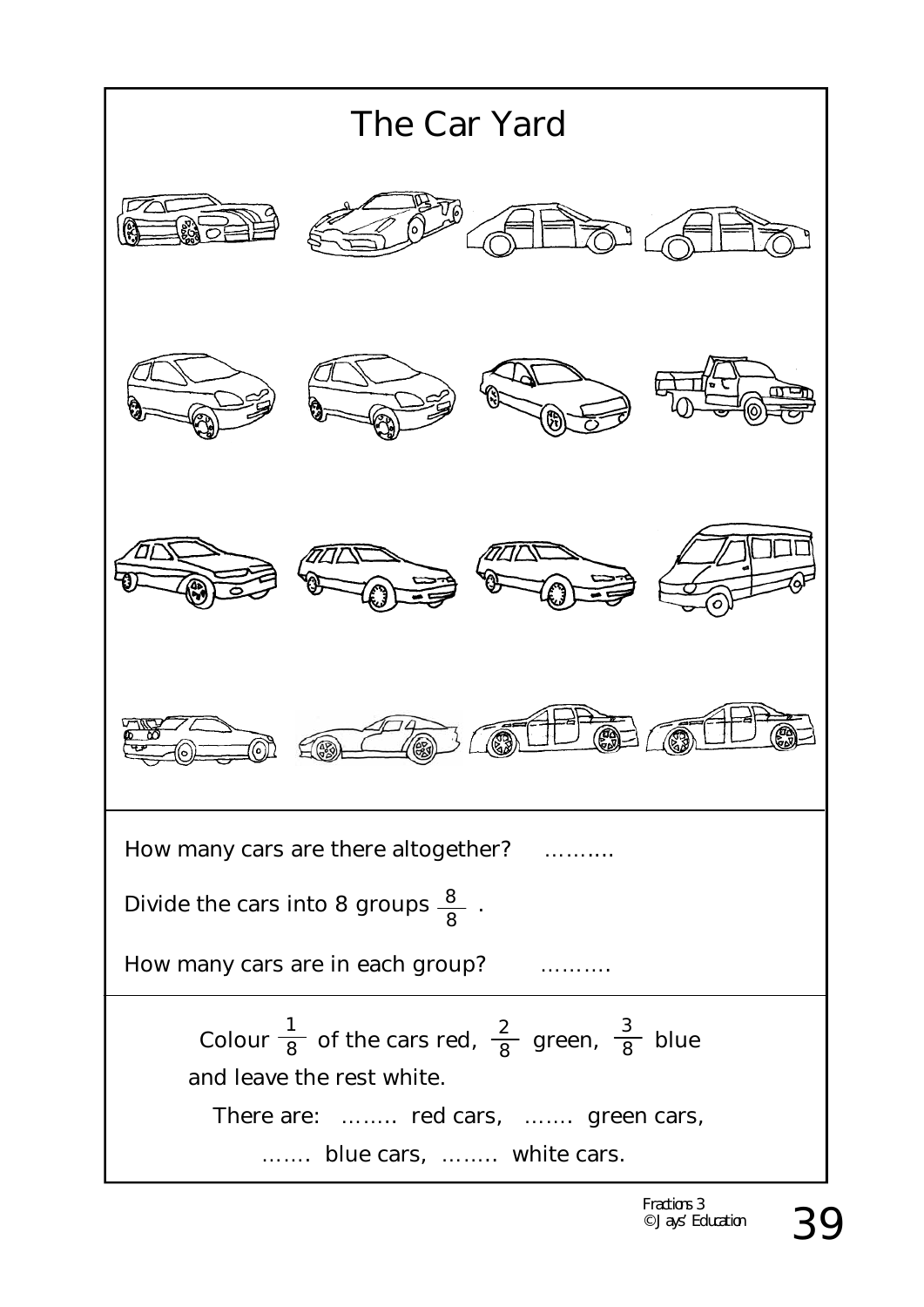# The Car Yard

How many cars are there altogether? ……....

Divide the cars into 8 groups $\frac{8}{8}$ .

How many cars are in each group? ……….

Colour $\frac{1}{8}$ of the cars red, $\frac{2}{8}$ green, $\frac{3}{8}$ blue and leave the rest white.

There are: …….. red cars, ……. green cars, ……. blue cars, …….. white cars.